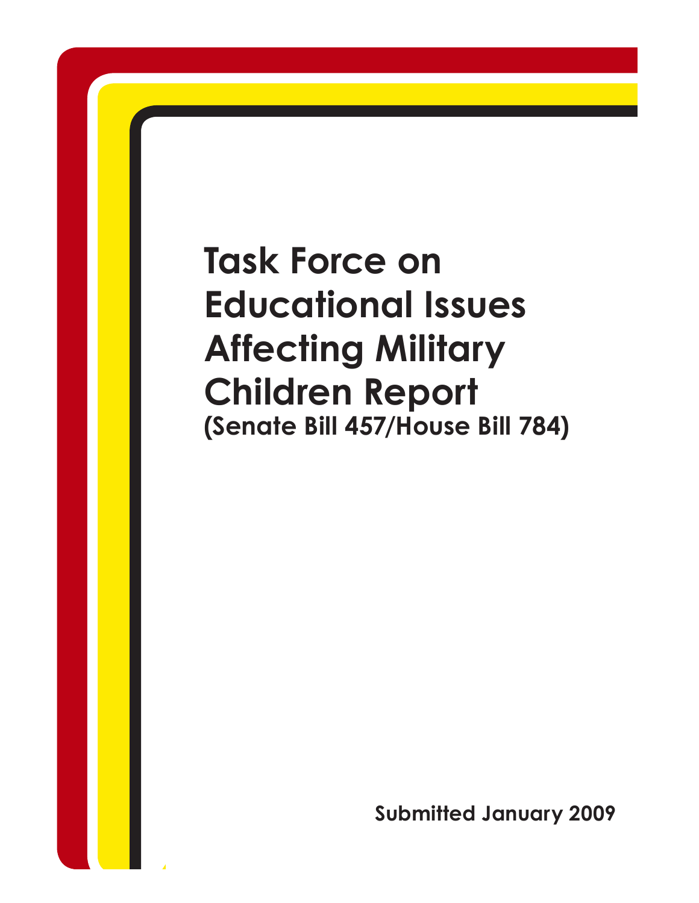# Task Force on Educational Issues Affecting Military Children Report

**(Senate Bill 457/House Bill 784)**

**Submitted January 2009**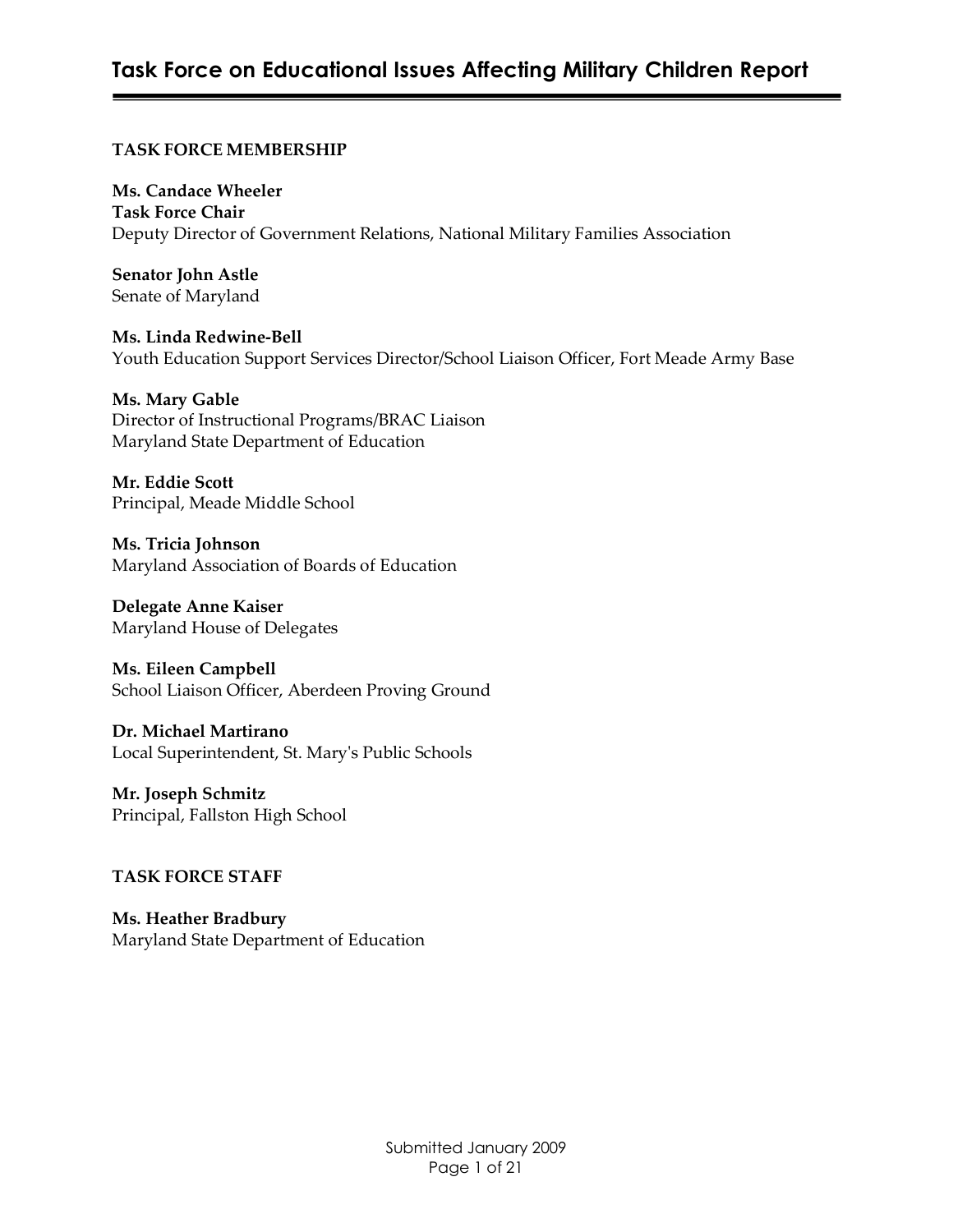**TASK FORCE MEMBERSHIP**

**Ms. Candace Wheeler**
**Task Force Chair**
Deputy Director of Government Relations, National Military Families Association

**Senator John Astle**
Senate of Maryland

**Ms. Linda Redwine-Bell**
Youth Education Support Services Director/School Liaison Officer, Fort Meade Army Base

**Ms. Mary Gable**
Director of Instructional Programs/BRAC Liaison
Maryland State Department of Education

**Mr. Eddie Scott**
Principal, Meade Middle School

**Ms. Tricia Johnson**
Maryland Association of Boards of Education

**Delegate Anne Kaiser**
Maryland House of Delegates

**Ms. Eileen Campbell**
School Liaison Officer, Aberdeen Proving Ground

**Dr. Michael Martirano**
Local Superintendent, St. Mary's Public Schools

**Mr. Joseph Schmitz**
Principal, Fallston High School

**TASK FORCE STAFF**

**Ms. Heather Bradbury**
Maryland State Department of Education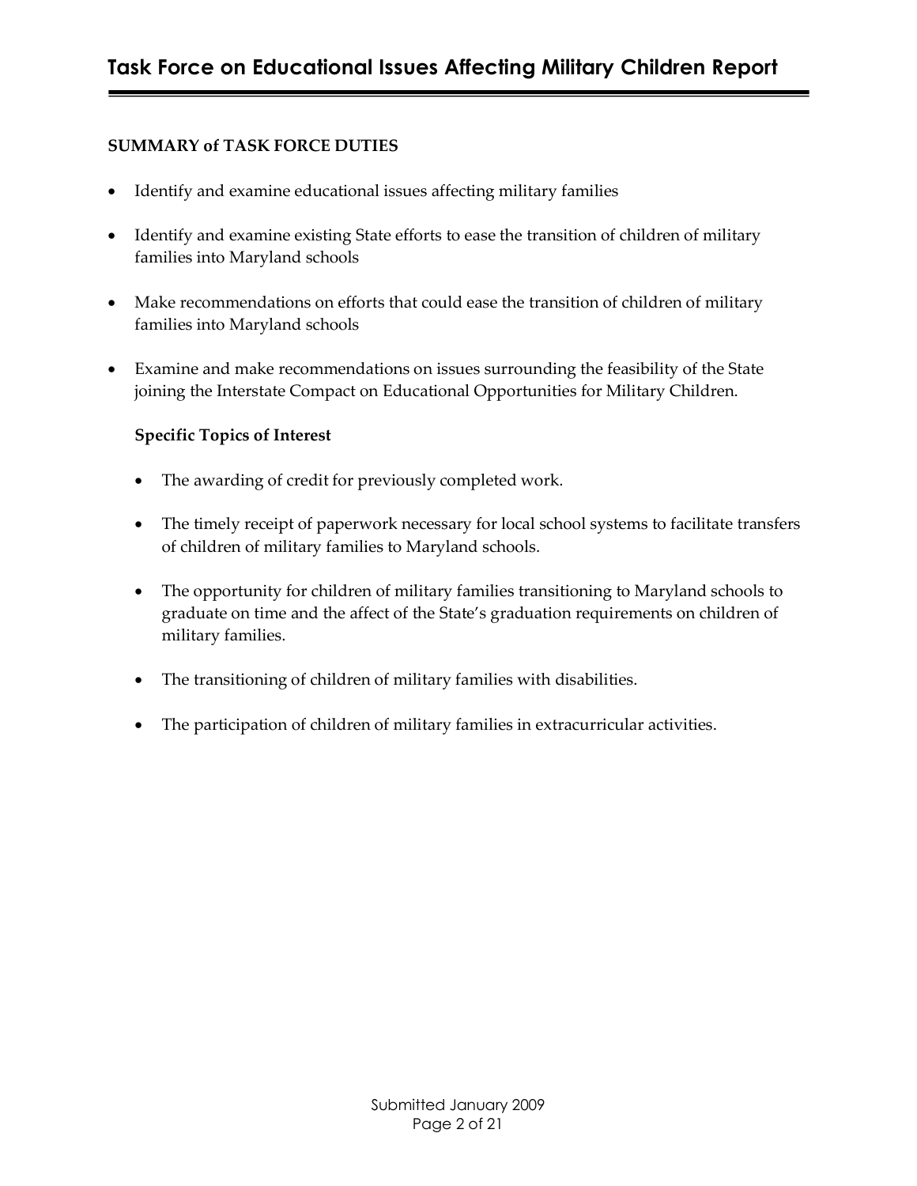**SUMMARY of TASK FORCE DUTIES**

- Identify and examine educational issues affecting military families
- Identify and examine existing State efforts to ease the transition of children of military families into Maryland schools
- Make recommendations on efforts that could ease the transition of children of military families into Maryland schools
- Examine and make recommendations on issues surrounding the feasibility of the State joining the Interstate Compact on Educational Opportunities for Military Children.

**Specific Topics of Interest**

- The awarding of credit for previously completed work.
- The timely receipt of paperwork necessary for local school systems to facilitate transfers of children of military families to Maryland schools.
- The opportunity for children of military families transitioning to Maryland schools to graduate on time and the affect of the State's graduation requirements on children of military families.
- The transitioning of children of military families with disabilities.
- The participation of children of military families in extracurricular activities.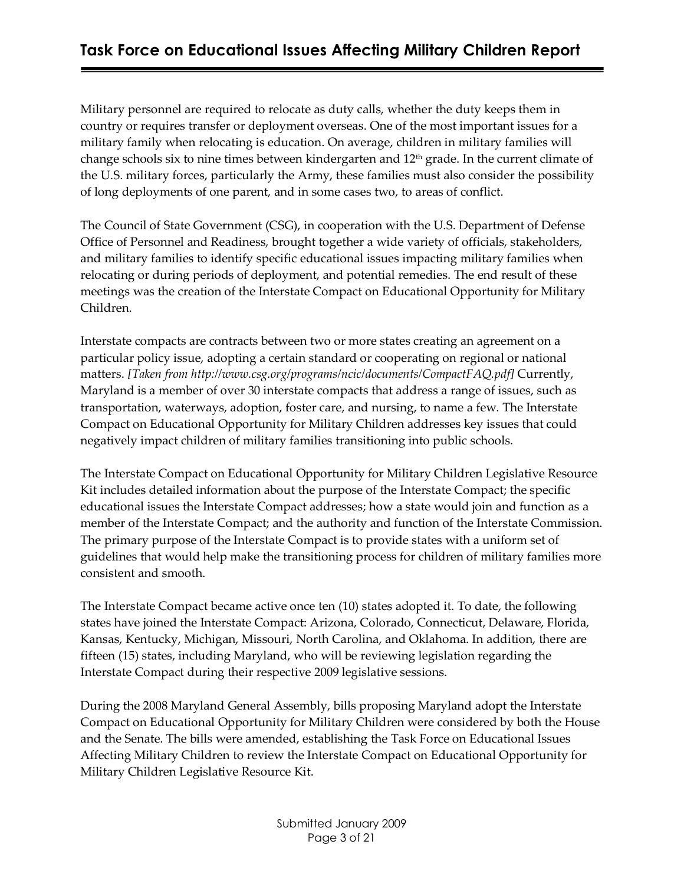Military personnel are required to relocate as duty calls, whether the duty keeps them in country or requires transfer or deployment overseas. One of the most important issues for a military family when relocating is education. On average, children in military families will change schools six to nine times between kindergarten and 12th grade. In the current climate of the U.S. military forces, particularly the Army, these families must also consider the possibility of long deployments of one parent, and in some cases two, to areas of conflict.

The Council of State Government (CSG), in cooperation with the U.S. Department of Defense Office of Personnel and Readiness, brought together a wide variety of officials, stakeholders, and military families to identify specific educational issues impacting military families when relocating or during periods of deployment, and potential remedies. The end result of these meetings was the creation of the Interstate Compact on Educational Opportunity for Military Children.

Interstate compacts are contracts between two or more states creating an agreement on a particular policy issue, adopting a certain standard or cooperating on regional or national matters. *[Taken from http://www.csg.org/programs/ncic/documents/CompactFAQ.pdf]* Currently, Maryland is a member of over 30 interstate compacts that address a range of issues, such as transportation, waterways, adoption, foster care, and nursing, to name a few. The Interstate Compact on Educational Opportunity for Military Children addresses key issues that could negatively impact children of military families transitioning into public schools.

The Interstate Compact on Educational Opportunity for Military Children Legislative Resource Kit includes detailed information about the purpose of the Interstate Compact; the specific educational issues the Interstate Compact addresses; how a state would join and function as a member of the Interstate Compact; and the authority and function of the Interstate Commission. The primary purpose of the Interstate Compact is to provide states with a uniform set of guidelines that would help make the transitioning process for children of military families more consistent and smooth.

The Interstate Compact became active once ten (10) states adopted it. To date, the following states have joined the Interstate Compact: Arizona, Colorado, Connecticut, Delaware, Florida, Kansas, Kentucky, Michigan, Missouri, North Carolina, and Oklahoma. In addition, there are fifteen (15) states, including Maryland, who will be reviewing legislation regarding the Interstate Compact during their respective 2009 legislative sessions.

During the 2008 Maryland General Assembly, bills proposing Maryland adopt the Interstate Compact on Educational Opportunity for Military Children were considered by both the House and the Senate. The bills were amended, establishing the Task Force on Educational Issues Affecting Military Children to review the Interstate Compact on Educational Opportunity for Military Children Legislative Resource Kit.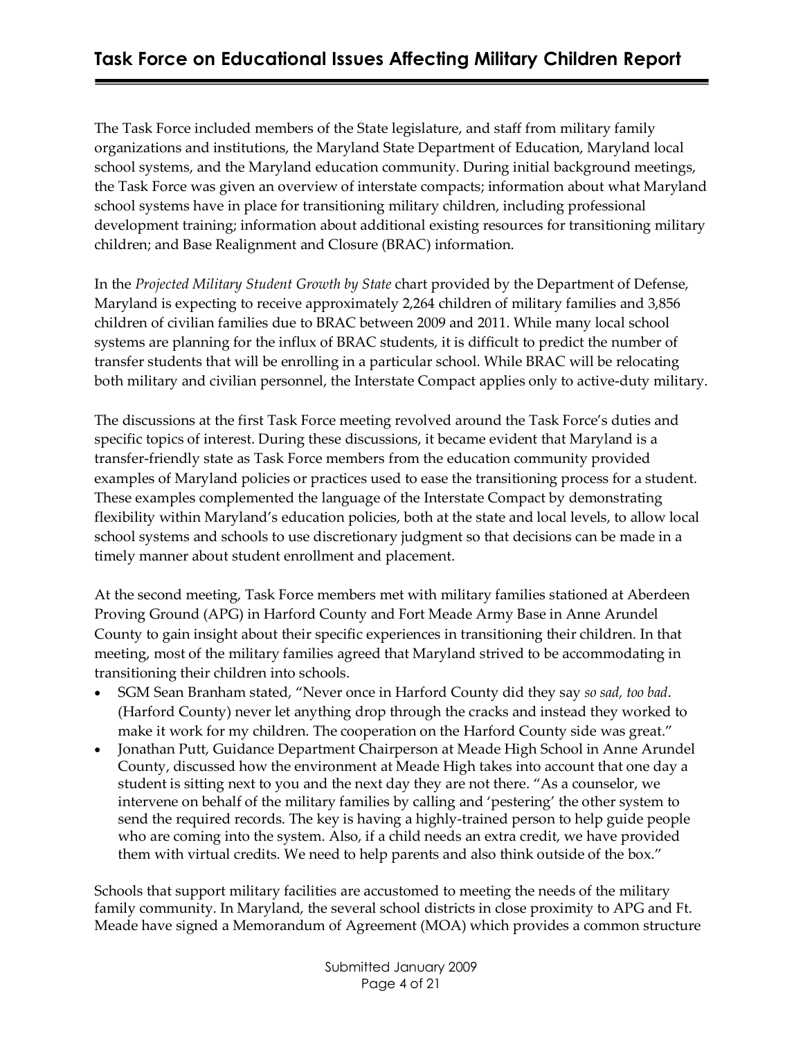The Task Force included members of the State legislature, and staff from military family organizations and institutions, the Maryland State Department of Education, Maryland local school systems, and the Maryland education community. During initial background meetings, the Task Force was given an overview of interstate compacts; information about what Maryland school systems have in place for transitioning military children, including professional development training; information about additional existing resources for transitioning military children; and Base Realignment and Closure (BRAC) information.

In the *Projected Military Student Growth by State* chart provided by the Department of Defense, Maryland is expecting to receive approximately 2,264 children of military families and 3,856 children of civilian families due to BRAC between 2009 and 2011. While many local school systems are planning for the influx of BRAC students, it is difficult to predict the number of transfer students that will be enrolling in a particular school. While BRAC will be relocating both military and civilian personnel, the Interstate Compact applies only to active-duty military.

The discussions at the first Task Force meeting revolved around the Task Force's duties and specific topics of interest. During these discussions, it became evident that Maryland is a transfer-friendly state as Task Force members from the education community provided examples of Maryland policies or practices used to ease the transitioning process for a student. These examples complemented the language of the Interstate Compact by demonstrating flexibility within Maryland's education policies, both at the state and local levels, to allow local school systems and schools to use discretionary judgment so that decisions can be made in a timely manner about student enrollment and placement.

At the second meeting, Task Force members met with military families stationed at Aberdeen Proving Ground (APG) in Harford County and Fort Meade Army Base in Anne Arundel County to gain insight about their specific experiences in transitioning their children. In that meeting, most of the military families agreed that Maryland strived to be accommodating in transitioning their children into schools.

- SGM Sean Branham stated, "Never once in Harford County did they say *so sad, too bad*. (Harford County) never let anything drop through the cracks and instead they worked to make it work for my children. The cooperation on the Harford County side was great."
- Jonathan Putt, Guidance Department Chairperson at Meade High School in Anne Arundel County, discussed how the environment at Meade High takes into account that one day a student is sitting next to you and the next day they are not there. "As a counselor, we intervene on behalf of the military families by calling and 'pestering' the other system to send the required records. The key is having a highly-trained person to help guide people who are coming into the system. Also, if a child needs an extra credit, we have provided them with virtual credits. We need to help parents and also think outside of the box."

Schools that support military facilities are accustomed to meeting the needs of the military family community. In Maryland, the several school districts in close proximity to APG and Ft. Meade have signed a Memorandum of Agreement (MOA) which provides a common structure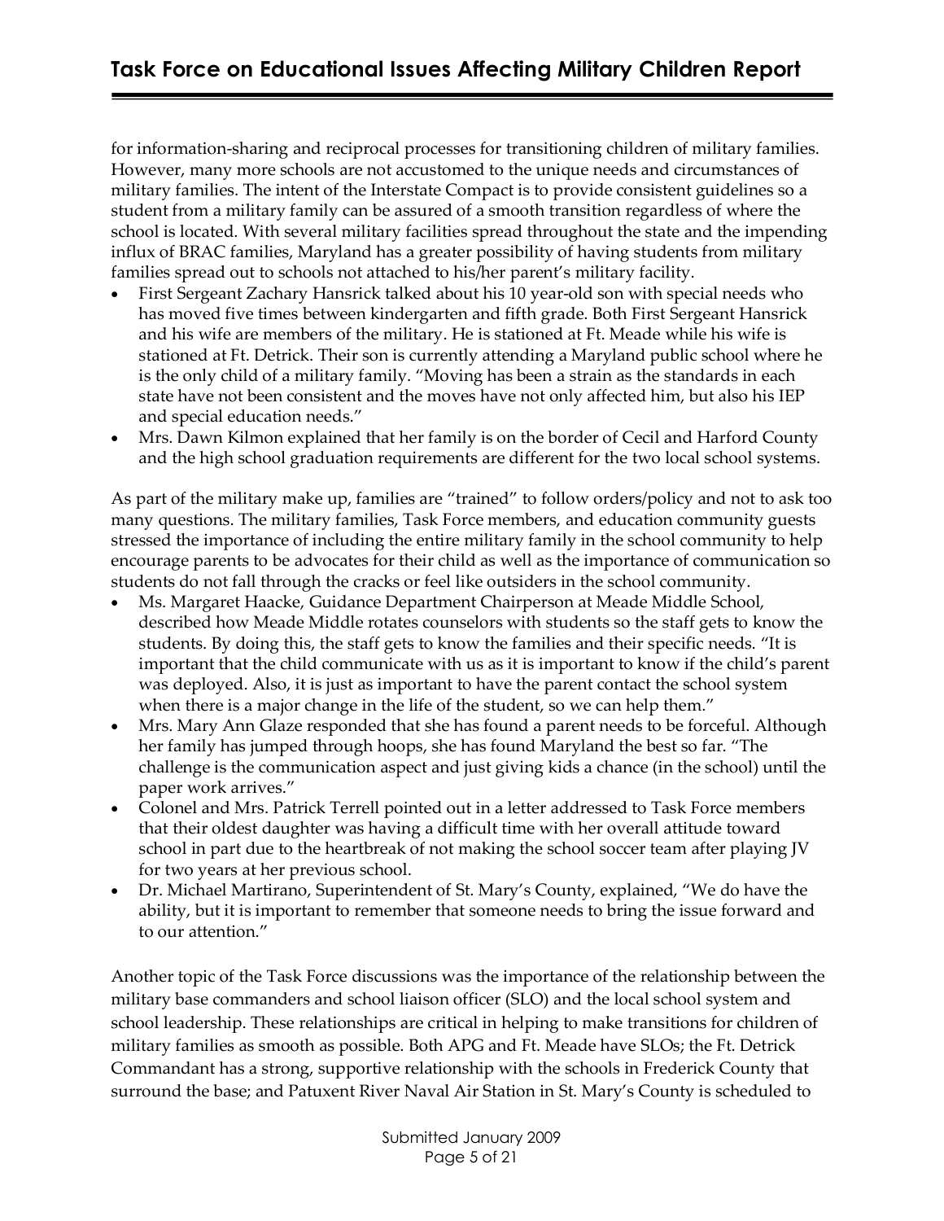for information-sharing and reciprocal processes for transitioning children of military families. However, many more schools are not accustomed to the unique needs and circumstances of military families. The intent of the Interstate Compact is to provide consistent guidelines so a student from a military family can be assured of a smooth transition regardless of where the school is located. With several military facilities spread throughout the state and the impending influx of BRAC families, Maryland has a greater possibility of having students from military families spread out to schools not attached to his/her parent's military facility.

- First Sergeant Zachary Hansrick talked about his 10 year-old son with special needs who has moved five times between kindergarten and fifth grade. Both First Sergeant Hansrick and his wife are members of the military. He is stationed at Ft. Meade while his wife is stationed at Ft. Detrick. Their son is currently attending a Maryland public school where he is the only child of a military family. "Moving has been a strain as the standards in each state have not been consistent and the moves have not only affected him, but also his IEP and special education needs."
- Mrs. Dawn Kilmon explained that her family is on the border of Cecil and Harford County and the high school graduation requirements are different for the two local school systems.

As part of the military make up, families are "trained" to follow orders/policy and not to ask too many questions. The military families, Task Force members, and education community guests stressed the importance of including the entire military family in the school community to help encourage parents to be advocates for their child as well as the importance of communication so students do not fall through the cracks or feel like outsiders in the school community.

- Ms. Margaret Haacke, Guidance Department Chairperson at Meade Middle School, described how Meade Middle rotates counselors with students so the staff gets to know the students. By doing this, the staff gets to know the families and their specific needs. "It is important that the child communicate with us as it is important to know if the child's parent was deployed. Also, it is just as important to have the parent contact the school system when there is a major change in the life of the student, so we can help them."
- Mrs. Mary Ann Glaze responded that she has found a parent needs to be forceful. Although her family has jumped through hoops, she has found Maryland the best so far. "The challenge is the communication aspect and just giving kids a chance (in the school) until the paper work arrives."
- Colonel and Mrs. Patrick Terrell pointed out in a letter addressed to Task Force members that their oldest daughter was having a difficult time with her overall attitude toward school in part due to the heartbreak of not making the school soccer team after playing JV for two years at her previous school.
- Dr. Michael Martirano, Superintendent of St. Mary's County, explained, "We do have the ability, but it is important to remember that someone needs to bring the issue forward and to our attention."

Another topic of the Task Force discussions was the importance of the relationship between the military base commanders and school liaison officer (SLO) and the local school system and school leadership. These relationships are critical in helping to make transitions for children of military families as smooth as possible. Both APG and Ft. Meade have SLOs; the Ft. Detrick Commandant has a strong, supportive relationship with the schools in Frederick County that surround the base; and Patuxent River Naval Air Station in St. Mary's County is scheduled to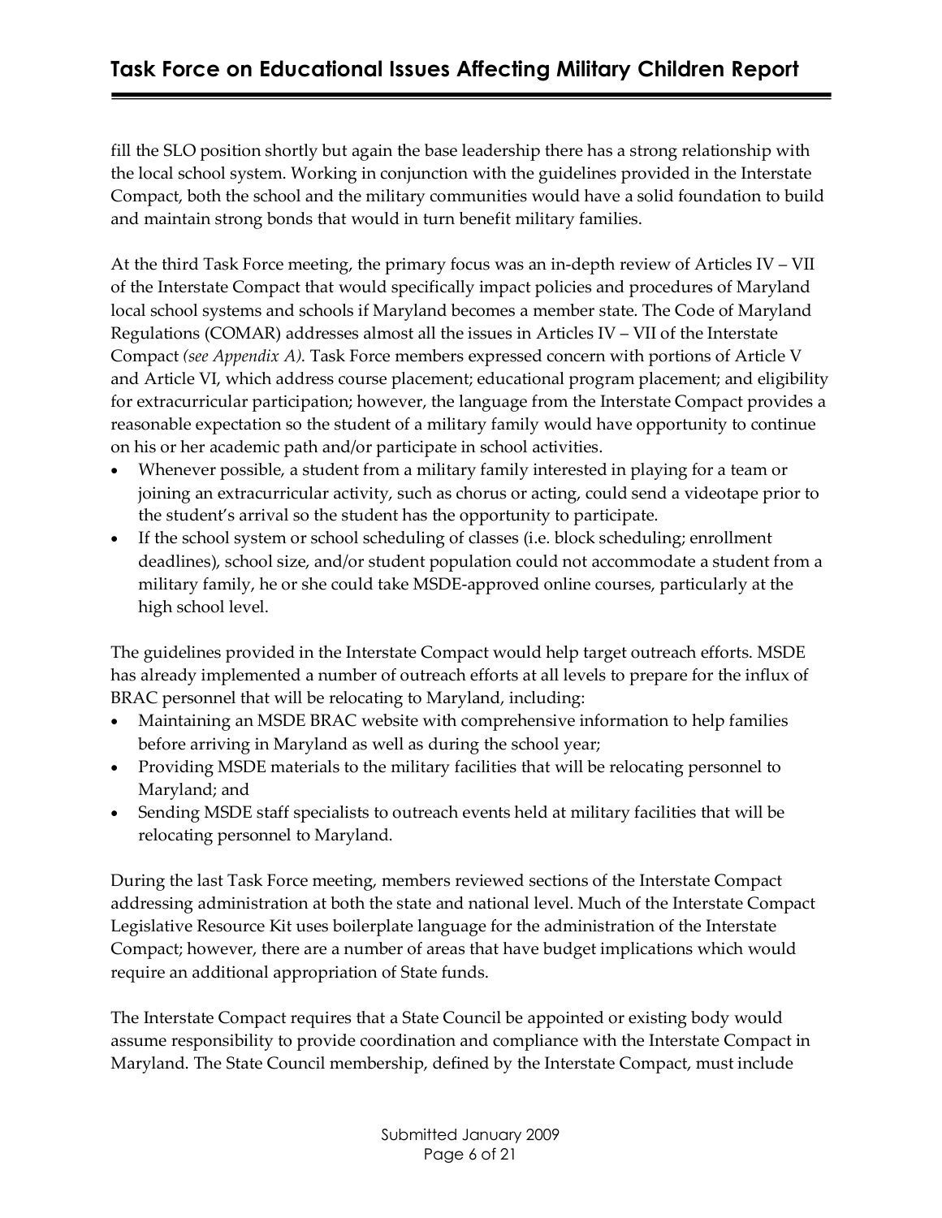fill the SLO position shortly but again the base leadership there has a strong relationship with the local school system. Working in conjunction with the guidelines provided in the Interstate Compact, both the school and the military communities would have a solid foundation to build and maintain strong bonds that would in turn benefit military families.

At the third Task Force meeting, the primary focus was an in-depth review of Articles IV – VII of the Interstate Compact that would specifically impact policies and procedures of Maryland local school systems and schools if Maryland becomes a member state. The Code of Maryland Regulations (COMAR) addresses almost all the issues in Articles IV – VII of the Interstate Compact *(see Appendix A)*. Task Force members expressed concern with portions of Article V and Article VI, which address course placement; educational program placement; and eligibility for extracurricular participation; however, the language from the Interstate Compact provides a reasonable expectation so the student of a military family would have opportunity to continue on his or her academic path and/or participate in school activities.

- Whenever possible, a student from a military family interested in playing for a team or joining an extracurricular activity, such as chorus or acting, could send a videotape prior to the student's arrival so the student has the opportunity to participate.
- If the school system or school scheduling of classes (i.e. block scheduling; enrollment deadlines), school size, and/or student population could not accommodate a student from a military family, he or she could take MSDE-approved online courses, particularly at the high school level.

The guidelines provided in the Interstate Compact would help target outreach efforts. MSDE has already implemented a number of outreach efforts at all levels to prepare for the influx of BRAC personnel that will be relocating to Maryland, including:

- Maintaining an MSDE BRAC website with comprehensive information to help families before arriving in Maryland as well as during the school year;
- Providing MSDE materials to the military facilities that will be relocating personnel to Maryland; and
- Sending MSDE staff specialists to outreach events held at military facilities that will be relocating personnel to Maryland.

During the last Task Force meeting, members reviewed sections of the Interstate Compact addressing administration at both the state and national level. Much of the Interstate Compact Legislative Resource Kit uses boilerplate language for the administration of the Interstate Compact; however, there are a number of areas that have budget implications which would require an additional appropriation of State funds.

The Interstate Compact requires that a State Council be appointed or existing body would assume responsibility to provide coordination and compliance with the Interstate Compact in Maryland. The State Council membership, defined by the Interstate Compact, must include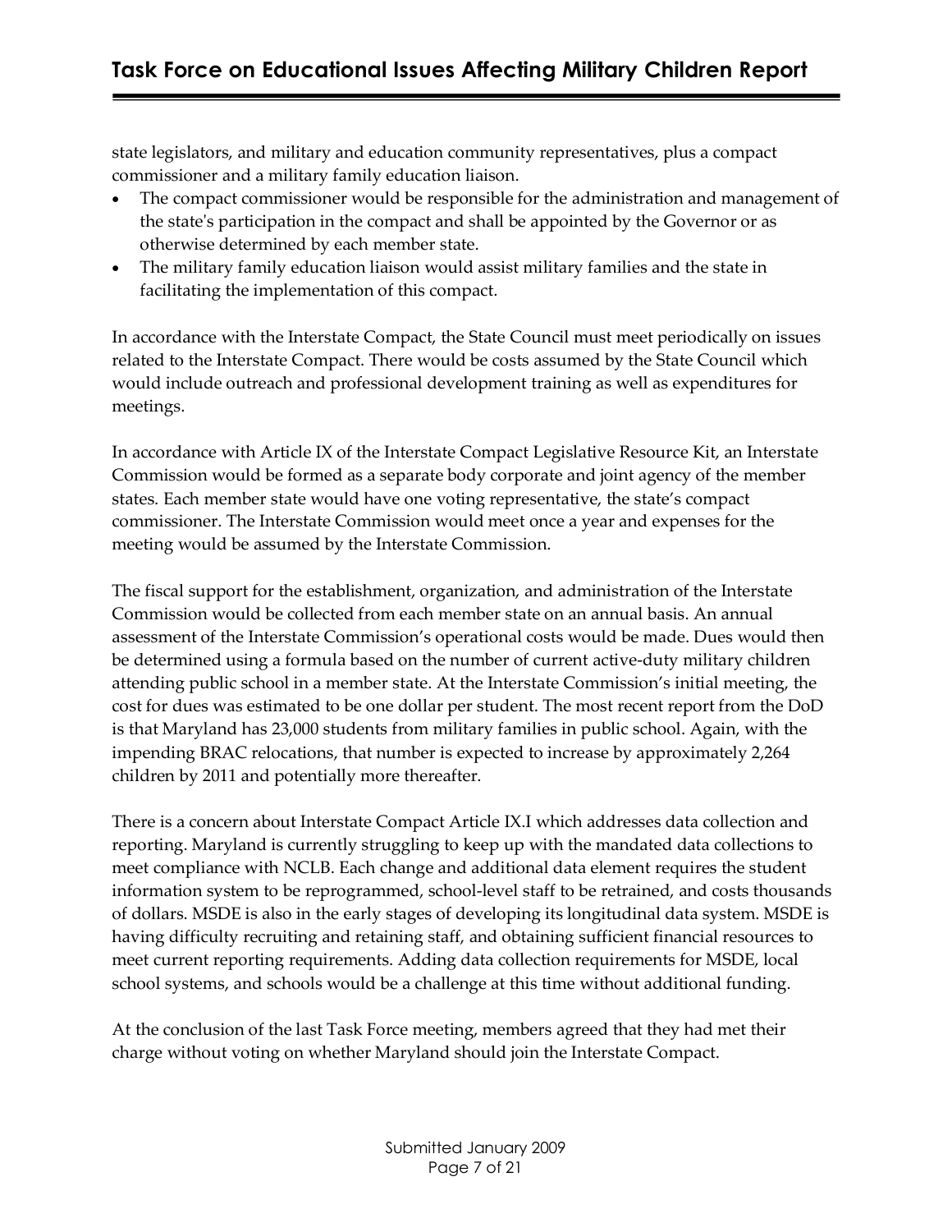state legislators, and military and education community representatives, plus a compact commissioner and a military family education liaison.

- The compact commissioner would be responsible for the administration and management of the state's participation in the compact and shall be appointed by the Governor or as otherwise determined by each member state.
- The military family education liaison would assist military families and the state in facilitating the implementation of this compact.

In accordance with the Interstate Compact, the State Council must meet periodically on issues related to the Interstate Compact. There would be costs assumed by the State Council which would include outreach and professional development training as well as expenditures for meetings.

In accordance with Article IX of the Interstate Compact Legislative Resource Kit, an Interstate Commission would be formed as a separate body corporate and joint agency of the member states. Each member state would have one voting representative, the state's compact commissioner. The Interstate Commission would meet once a year and expenses for the meeting would be assumed by the Interstate Commission.

The fiscal support for the establishment, organization, and administration of the Interstate Commission would be collected from each member state on an annual basis. An annual assessment of the Interstate Commission's operational costs would be made. Dues would then be determined using a formula based on the number of current active-duty military children attending public school in a member state. At the Interstate Commission's initial meeting, the cost for dues was estimated to be one dollar per student. The most recent report from the DoD is that Maryland has 23,000 students from military families in public school. Again, with the impending BRAC relocations, that number is expected to increase by approximately 2,264 children by 2011 and potentially more thereafter.

There is a concern about Interstate Compact Article IX.I which addresses data collection and reporting. Maryland is currently struggling to keep up with the mandated data collections to meet compliance with NCLB. Each change and additional data element requires the student information system to be reprogrammed, school-level staff to be retrained, and costs thousands of dollars. MSDE is also in the early stages of developing its longitudinal data system. MSDE is having difficulty recruiting and retaining staff, and obtaining sufficient financial resources to meet current reporting requirements. Adding data collection requirements for MSDE, local school systems, and schools would be a challenge at this time without additional funding.

At the conclusion of the last Task Force meeting, members agreed that they had met their charge without voting on whether Maryland should join the Interstate Compact.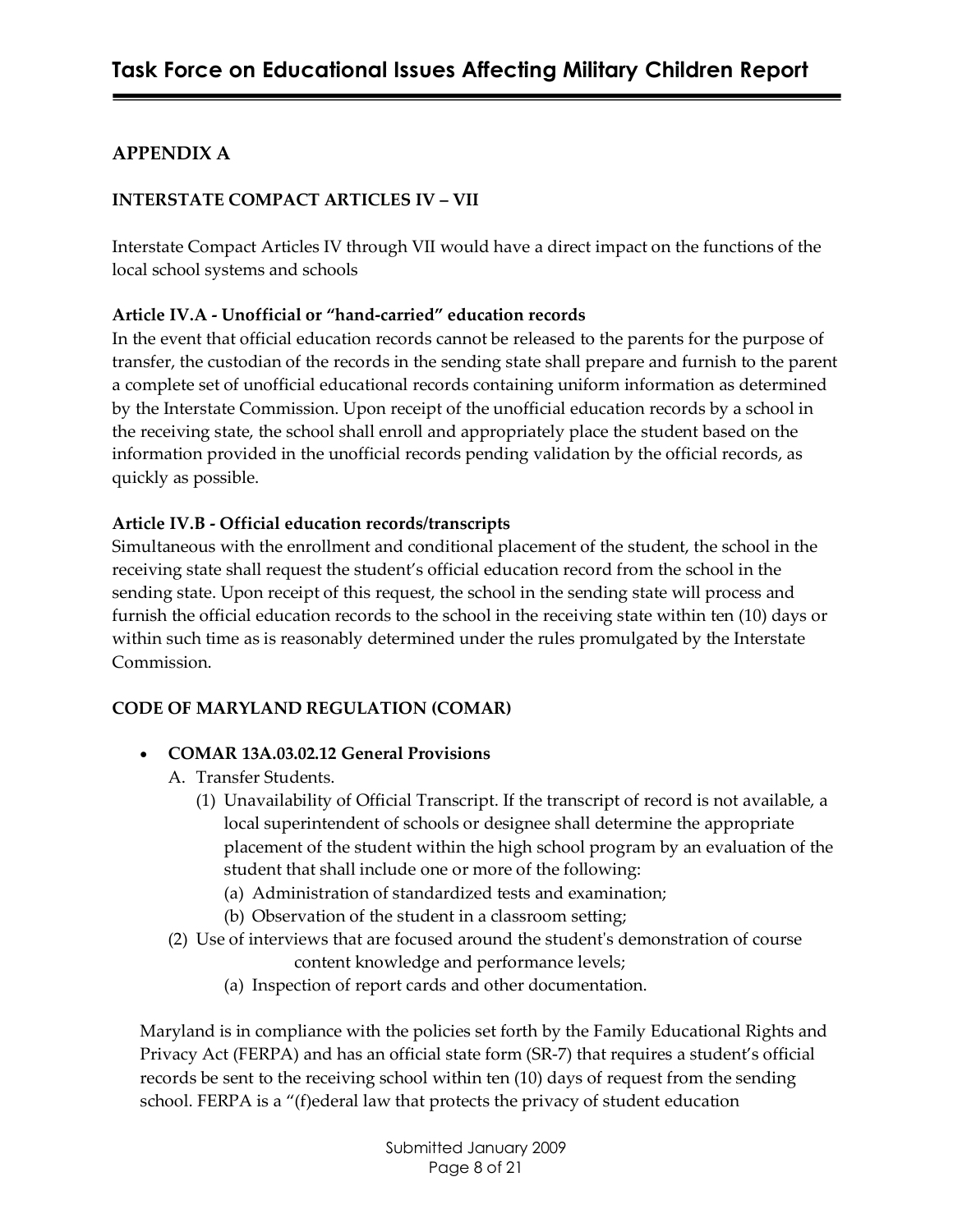## APPENDIX A

### INTERSTATE COMPACT ARTICLES IV – VII

Interstate Compact Articles IV through VII would have a direct impact on the functions of the local school systems and schools

**Article IV.A - Unofficial or "hand-carried" education records**
In the event that official education records cannot be released to the parents for the purpose of transfer, the custodian of the records in the sending state shall prepare and furnish to the parent a complete set of unofficial educational records containing uniform information as determined by the Interstate Commission. Upon receipt of the unofficial education records by a school in the receiving state, the school shall enroll and appropriately place the student based on the information provided in the unofficial records pending validation by the official records, as quickly as possible.

**Article IV.B - Official education records/transcripts**
Simultaneous with the enrollment and conditional placement of the student, the school in the receiving state shall request the student's official education record from the school in the sending state. Upon receipt of this request, the school in the sending state will process and furnish the official education records to the school in the receiving state within ten (10) days or within such time as is reasonably determined under the rules promulgated by the Interstate Commission.

### CODE OF MARYLAND REGULATION (COMAR)

- **COMAR 13A.03.02.12 General Provisions**
  A. Transfer Students.
  (1) Unavailability of Official Transcript. If the transcript of record is not available, a local superintendent of schools or designee shall determine the appropriate placement of the student within the high school program by an evaluation of the student that shall include one or more of the following:
  (a) Administration of standardized tests and examination;
  (b) Observation of the student in a classroom setting;
  (2) Use of interviews that are focused around the student's demonstration of course content knowledge and performance levels;
  (a) Inspection of report cards and other documentation.

Maryland is in compliance with the policies set forth by the Family Educational Rights and Privacy Act (FERPA) and has an official state form (SR-7) that requires a student's official records be sent to the receiving school within ten (10) days of request from the sending school. FERPA is a "(f)ederal law that protects the privacy of student education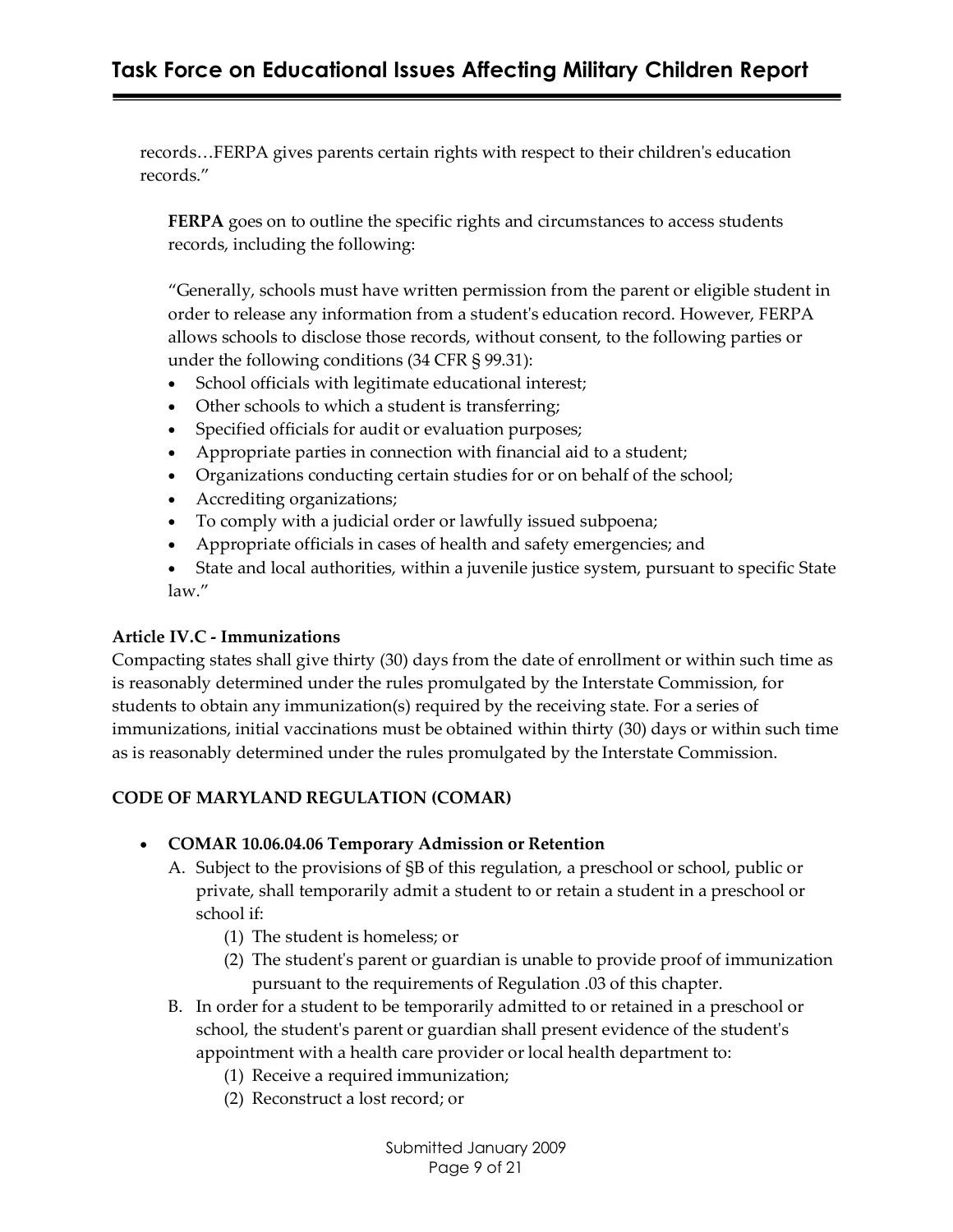records…FERPA gives parents certain rights with respect to their children's education records."

**FERPA** goes on to outline the specific rights and circumstances to access students records, including the following:

"Generally, schools must have written permission from the parent or eligible student in order to release any information from a student's education record. However, FERPA allows schools to disclose those records, without consent, to the following parties or under the following conditions (34 CFR § 99.31):

- School officials with legitimate educational interest;
- Other schools to which a student is transferring;
- Specified officials for audit or evaluation purposes;
- Appropriate parties in connection with financial aid to a student;
- Organizations conducting certain studies for or on behalf of the school;
- Accrediting organizations;
- To comply with a judicial order or lawfully issued subpoena;
- Appropriate officials in cases of health and safety emergencies; and
- State and local authorities, within a juvenile justice system, pursuant to specific State law."

**Article IV.C - Immunizations**

Compacting states shall give thirty (30) days from the date of enrollment or within such time as is reasonably determined under the rules promulgated by the Interstate Commission, for students to obtain any immunization(s) required by the receiving state. For a series of immunizations, initial vaccinations must be obtained within thirty (30) days or within such time as is reasonably determined under the rules promulgated by the Interstate Commission.

**CODE OF MARYLAND REGULATION (COMAR)**

- **COMAR 10.06.04.06 Temporary Admission or Retention**
  - A. Subject to the provisions of §B of this regulation, a preschool or school, public or private, shall temporarily admit a student to or retain a student in a preschool or school if:
    - (1) The student is homeless; or
    - (2) The student's parent or guardian is unable to provide proof of immunization pursuant to the requirements of Regulation .03 of this chapter.
  - B. In order for a student to be temporarily admitted to or retained in a preschool or school, the student's parent or guardian shall present evidence of the student's appointment with a health care provider or local health department to:
    - (1) Receive a required immunization;
    - (2) Reconstruct a lost record; or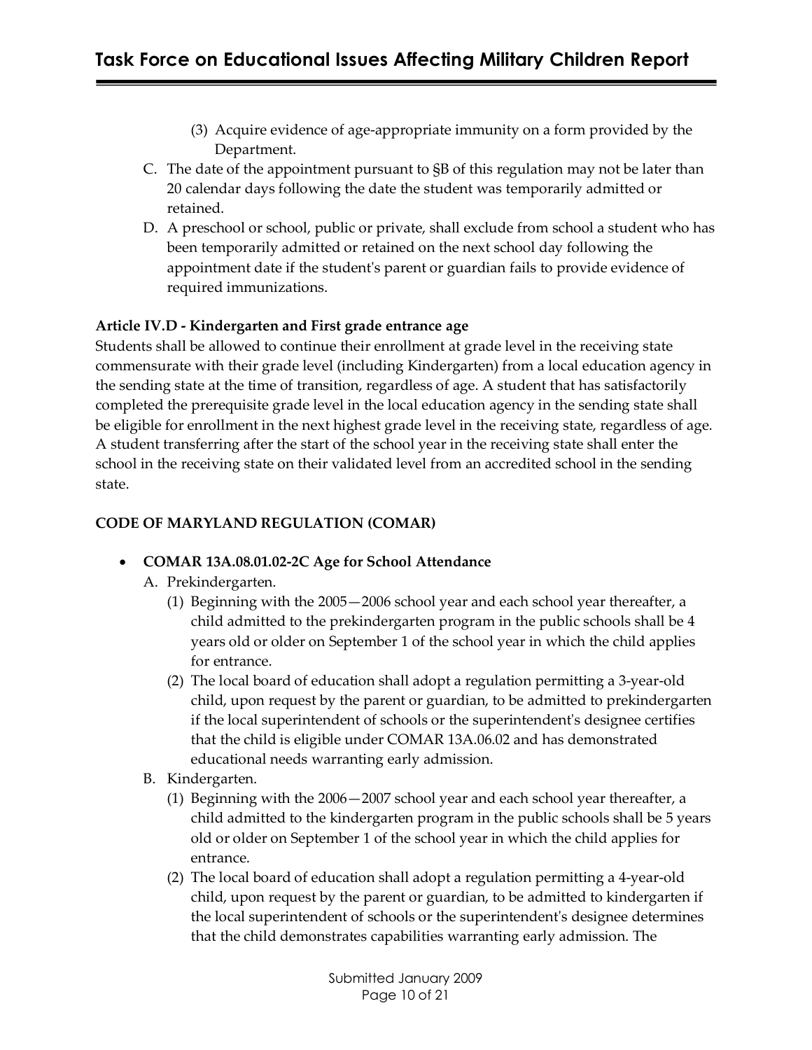(3) Acquire evidence of age-appropriate immunity on a form provided by the Department.

C. The date of the appointment pursuant to §B of this regulation may not be later than 20 calendar days following the date the student was temporarily admitted or retained.

D. A preschool or school, public or private, shall exclude from school a student who has been temporarily admitted or retained on the next school day following the appointment date if the student's parent or guardian fails to provide evidence of required immunizations.

**Article IV.D - Kindergarten and First grade entrance age**

Students shall be allowed to continue their enrollment at grade level in the receiving state commensurate with their grade level (including Kindergarten) from a local education agency in the sending state at the time of transition, regardless of age. A student that has satisfactorily completed the prerequisite grade level in the local education agency in the sending state shall be eligible for enrollment in the next highest grade level in the receiving state, regardless of age. A student transferring after the start of the school year in the receiving state shall enter the school in the receiving state on their validated level from an accredited school in the sending state.

**CODE OF MARYLAND REGULATION (COMAR)**

- **COMAR 13A.08.01.02-2C Age for School Attendance**

  A. Prekindergarten.

  (1) Beginning with the 2005—2006 school year and each school year thereafter, a child admitted to the prekindergarten program in the public schools shall be 4 years old or older on September 1 of the school year in which the child applies for entrance.

  (2) The local board of education shall adopt a regulation permitting a 3-year-old child, upon request by the parent or guardian, to be admitted to prekindergarten if the local superintendent of schools or the superintendent's designee certifies that the child is eligible under COMAR 13A.06.02 and has demonstrated educational needs warranting early admission.

  B. Kindergarten.

  (1) Beginning with the 2006—2007 school year and each school year thereafter, a child admitted to the kindergarten program in the public schools shall be 5 years old or older on September 1 of the school year in which the child applies for entrance.

  (2) The local board of education shall adopt a regulation permitting a 4-year-old child, upon request by the parent or guardian, to be admitted to kindergarten if the local superintendent of schools or the superintendent's designee determines that the child demonstrates capabilities warranting early admission. The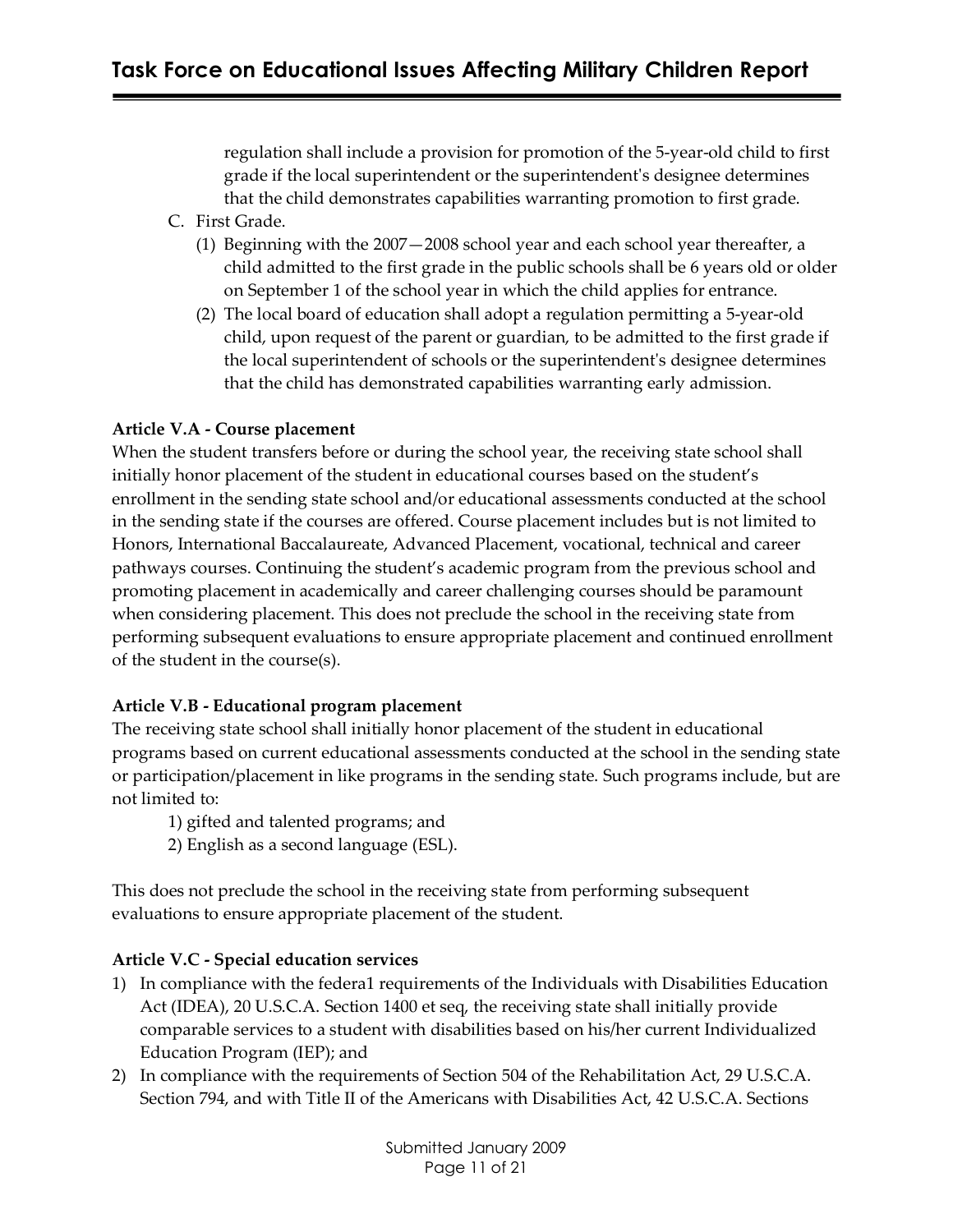regulation shall include a provision for promotion of the 5-year-old child to first grade if the local superintendent or the superintendent's designee determines that the child demonstrates capabilities warranting promotion to first grade.

C. First Grade.
   (1) Beginning with the 2007—2008 school year and each school year thereafter, a child admitted to the first grade in the public schools shall be 6 years old or older on September 1 of the school year in which the child applies for entrance.
   (2) The local board of education shall adopt a regulation permitting a 5-year-old child, upon request of the parent or guardian, to be admitted to the first grade if the local superintendent of schools or the superintendent's designee determines that the child has demonstrated capabilities warranting early admission.

**Article V.A - Course placement**

When the student transfers before or during the school year, the receiving state school shall initially honor placement of the student in educational courses based on the student's enrollment in the sending state school and/or educational assessments conducted at the school in the sending state if the courses are offered. Course placement includes but is not limited to Honors, International Baccalaureate, Advanced Placement, vocational, technical and career pathways courses. Continuing the student's academic program from the previous school and promoting placement in academically and career challenging courses should be paramount when considering placement. This does not preclude the school in the receiving state from performing subsequent evaluations to ensure appropriate placement and continued enrollment of the student in the course(s).

**Article V.B - Educational program placement**

The receiving state school shall initially honor placement of the student in educational programs based on current educational assessments conducted at the school in the sending state or participation/placement in like programs in the sending state. Such programs include, but are not limited to:

1) gifted and talented programs; and
2) English as a second language (ESL).

This does not preclude the school in the receiving state from performing subsequent evaluations to ensure appropriate placement of the student.

**Article V.C - Special education services**

1) In compliance with the federa1 requirements of the Individuals with Disabilities Education Act (IDEA), 20 U.S.C.A. Section 1400 et seq, the receiving state shall initially provide comparable services to a student with disabilities based on his/her current Individualized Education Program (IEP); and
2) In compliance with the requirements of Section 504 of the Rehabilitation Act, 29 U.S.C.A. Section 794, and with Title II of the Americans with Disabilities Act, 42 U.S.C.A. Sections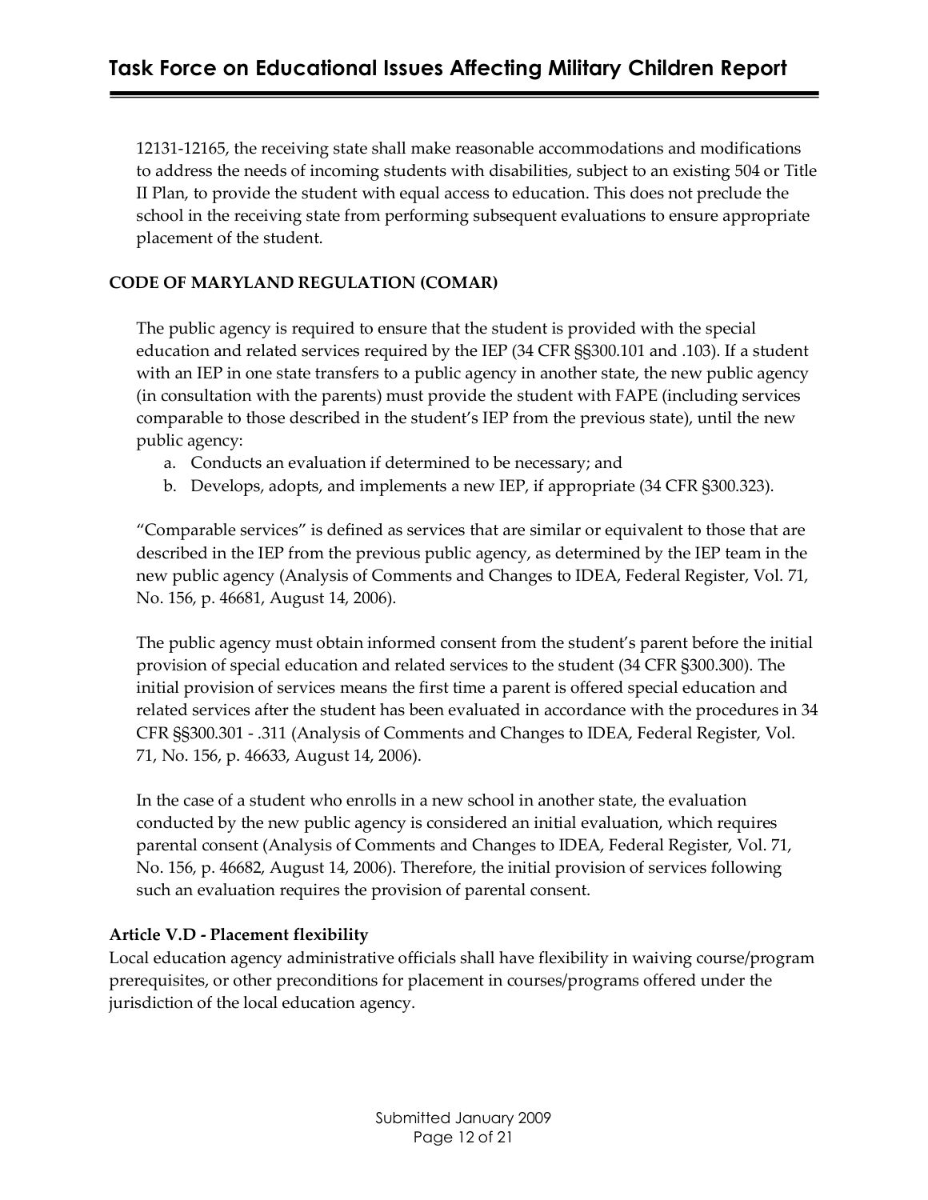12131-12165, the receiving state shall make reasonable accommodations and modifications to address the needs of incoming students with disabilities, subject to an existing 504 or Title II Plan, to provide the student with equal access to education. This does not preclude the school in the receiving state from performing subsequent evaluations to ensure appropriate placement of the student.

**CODE OF MARYLAND REGULATION (COMAR)**

The public agency is required to ensure that the student is provided with the special education and related services required by the IEP (34 CFR §§300.101 and .103). If a student with an IEP in one state transfers to a public agency in another state, the new public agency (in consultation with the parents) must provide the student with FAPE (including services comparable to those described in the student's IEP from the previous state), until the new public agency:

a. Conducts an evaluation if determined to be necessary; and
b. Develops, adopts, and implements a new IEP, if appropriate (34 CFR §300.323).

"Comparable services" is defined as services that are similar or equivalent to those that are described in the IEP from the previous public agency, as determined by the IEP team in the new public agency (Analysis of Comments and Changes to IDEA, Federal Register, Vol. 71, No. 156, p. 46681, August 14, 2006).

The public agency must obtain informed consent from the student's parent before the initial provision of special education and related services to the student (34 CFR §300.300). The initial provision of services means the first time a parent is offered special education and related services after the student has been evaluated in accordance with the procedures in 34 CFR §§300.301 - .311 (Analysis of Comments and Changes to IDEA, Federal Register, Vol. 71, No. 156, p. 46633, August 14, 2006).

In the case of a student who enrolls in a new school in another state, the evaluation conducted by the new public agency is considered an initial evaluation, which requires parental consent (Analysis of Comments and Changes to IDEA, Federal Register, Vol. 71, No. 156, p. 46682, August 14, 2006). Therefore, the initial provision of services following such an evaluation requires the provision of parental consent.

**Article V.D - Placement flexibility**

Local education agency administrative officials shall have flexibility in waiving course/program prerequisites, or other preconditions for placement in courses/programs offered under the jurisdiction of the local education agency.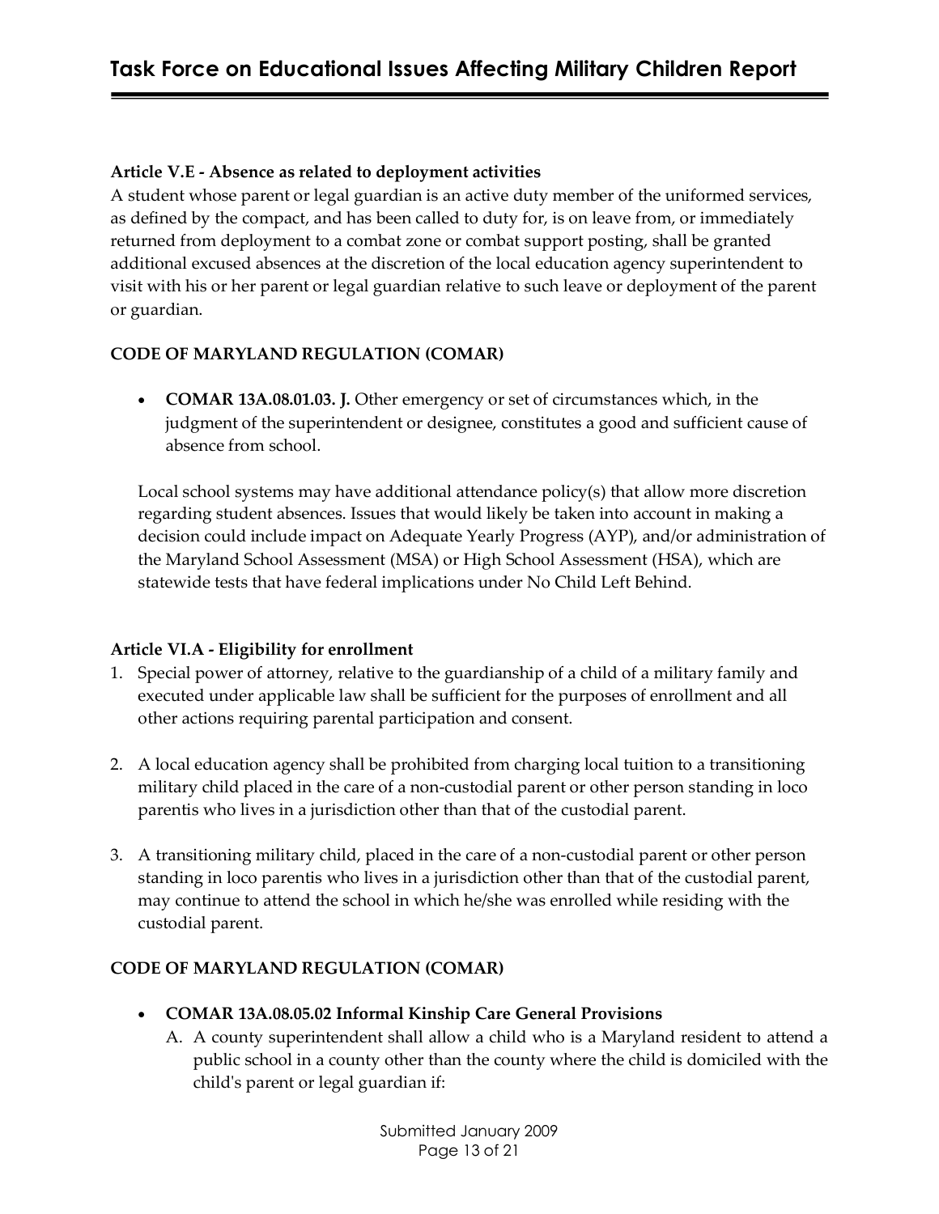**Article V.E - Absence as related to deployment activities**

A student whose parent or legal guardian is an active duty member of the uniformed services, as defined by the compact, and has been called to duty for, is on leave from, or immediately returned from deployment to a combat zone or combat support posting, shall be granted additional excused absences at the discretion of the local education agency superintendent to visit with his or her parent or legal guardian relative to such leave or deployment of the parent or guardian.

**CODE OF MARYLAND REGULATION (COMAR)**

- **COMAR 13A.08.01.03. J.** Other emergency or set of circumstances which, in the judgment of the superintendent or designee, constitutes a good and sufficient cause of absence from school.

Local school systems may have additional attendance policy(s) that allow more discretion regarding student absences. Issues that would likely be taken into account in making a decision could include impact on Adequate Yearly Progress (AYP), and/or administration of the Maryland School Assessment (MSA) or High School Assessment (HSA), which are statewide tests that have federal implications under No Child Left Behind.

**Article VI.A - Eligibility for enrollment**

1. Special power of attorney, relative to the guardianship of a child of a military family and executed under applicable law shall be sufficient for the purposes of enrollment and all other actions requiring parental participation and consent.

2. A local education agency shall be prohibited from charging local tuition to a transitioning military child placed in the care of a non-custodial parent or other person standing in loco parentis who lives in a jurisdiction other than that of the custodial parent.

3. A transitioning military child, placed in the care of a non-custodial parent or other person standing in loco parentis who lives in a jurisdiction other than that of the custodial parent, may continue to attend the school in which he/she was enrolled while residing with the custodial parent.

**CODE OF MARYLAND REGULATION (COMAR)**

- **COMAR 13A.08.05.02 Informal Kinship Care General Provisions**
  A. A county superintendent shall allow a child who is a Maryland resident to attend a public school in a county other than the county where the child is domiciled with the child's parent or legal guardian if: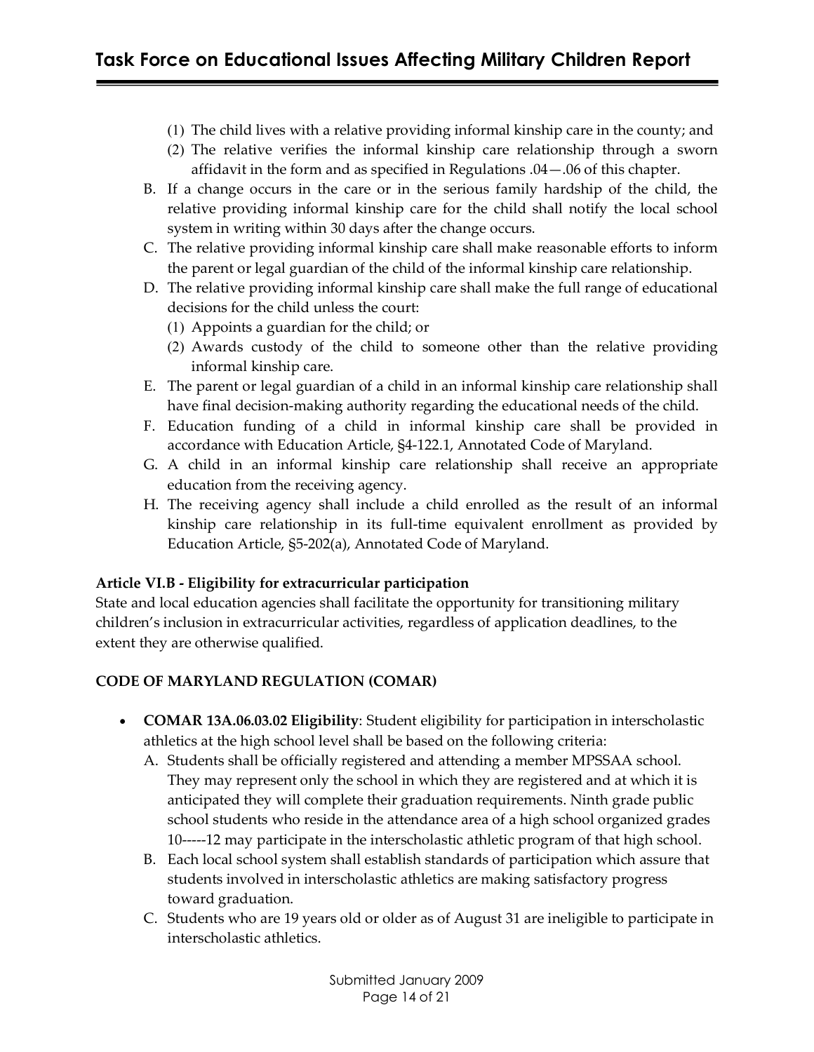(1) The child lives with a relative providing informal kinship care in the county; and
(2) The relative verifies the informal kinship care relationship through a sworn affidavit in the form and as specified in Regulations .04—.06 of this chapter.

B. If a change occurs in the care or in the serious family hardship of the child, the relative providing informal kinship care for the child shall notify the local school system in writing within 30 days after the change occurs.

C. The relative providing informal kinship care shall make reasonable efforts to inform the parent or legal guardian of the child of the informal kinship care relationship.

D. The relative providing informal kinship care shall make the full range of educational decisions for the child unless the court:
   (1) Appoints a guardian for the child; or
   (2) Awards custody of the child to someone other than the relative providing informal kinship care.

E. The parent or legal guardian of a child in an informal kinship care relationship shall have final decision-making authority regarding the educational needs of the child.

F. Education funding of a child in informal kinship care shall be provided in accordance with Education Article, §4-122.1, Annotated Code of Maryland.

G. A child in an informal kinship care relationship shall receive an appropriate education from the receiving agency.

H. The receiving agency shall include a child enrolled as the result of an informal kinship care relationship in its full-time equivalent enrollment as provided by Education Article, §5-202(a), Annotated Code of Maryland.

**Article VI.B - Eligibility for extracurricular participation**

State and local education agencies shall facilitate the opportunity for transitioning military children's inclusion in extracurricular activities, regardless of application deadlines, to the extent they are otherwise qualified.

**CODE OF MARYLAND REGULATION (COMAR)**

- **COMAR 13A.06.03.02 Eligibility**: Student eligibility for participation in interscholastic athletics at the high school level shall be based on the following criteria:
  A. Students shall be officially registered and attending a member MPSSAA school. They may represent only the school in which they are registered and at which it is anticipated they will complete their graduation requirements. Ninth grade public school students who reside in the attendance area of a high school organized grades 10-----12 may participate in the interscholastic athletic program of that high school.
  B. Each local school system shall establish standards of participation which assure that students involved in interscholastic athletics are making satisfactory progress toward graduation.
  C. Students who are 19 years old or older as of August 31 are ineligible to participate in interscholastic athletics.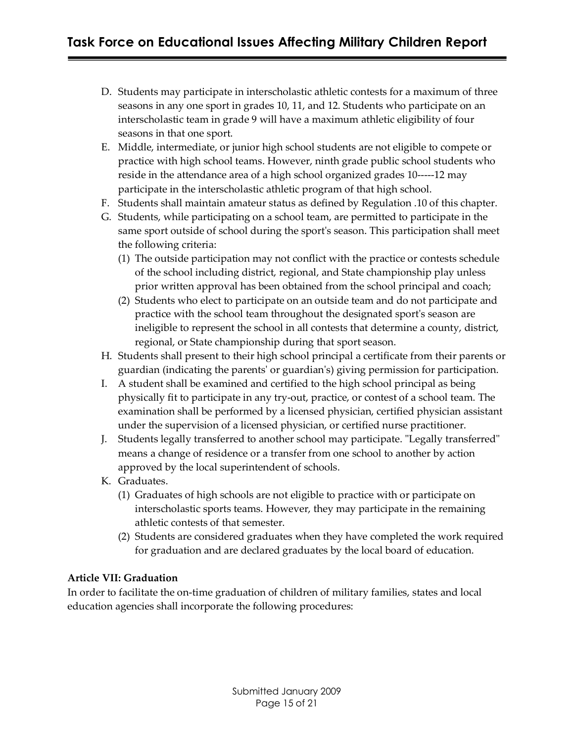D. Students may participate in interscholastic athletic contests for a maximum of three seasons in any one sport in grades 10, 11, and 12. Students who participate on an interscholastic team in grade 9 will have a maximum athletic eligibility of four seasons in that one sport.
E. Middle, intermediate, or junior high school students are not eligible to compete or practice with high school teams. However, ninth grade public school students who reside in the attendance area of a high school organized grades 10-----12 may participate in the interscholastic athletic program of that high school.
F. Students shall maintain amateur status as defined by Regulation .10 of this chapter.
G. Students, while participating on a school team, are permitted to participate in the same sport outside of school during the sport's season. This participation shall meet the following criteria:
   (1) The outside participation may not conflict with the practice or contests schedule of the school including district, regional, and State championship play unless prior written approval has been obtained from the school principal and coach;
   (2) Students who elect to participate on an outside team and do not participate and practice with the school team throughout the designated sport's season are ineligible to represent the school in all contests that determine a county, district, regional, or State championship during that sport season.
H. Students shall present to their high school principal a certificate from their parents or guardian (indicating the parents' or guardian's) giving permission for participation.
I. A student shall be examined and certified to the high school principal as being physically fit to participate in any try-out, practice, or contest of a school team. The examination shall be performed by a licensed physician, certified physician assistant under the supervision of a licensed physician, or certified nurse practitioner.
J. Students legally transferred to another school may participate. "Legally transferred" means a change of residence or a transfer from one school to another by action approved by the local superintendent of schools.
K. Graduates.
   (1) Graduates of high schools are not eligible to practice with or participate on interscholastic sports teams. However, they may participate in the remaining athletic contests of that semester.
   (2) Students are considered graduates when they have completed the work required for graduation and are declared graduates by the local board of education.

**Article VII: Graduation**

In order to facilitate the on-time graduation of children of military families, states and local education agencies shall incorporate the following procedures: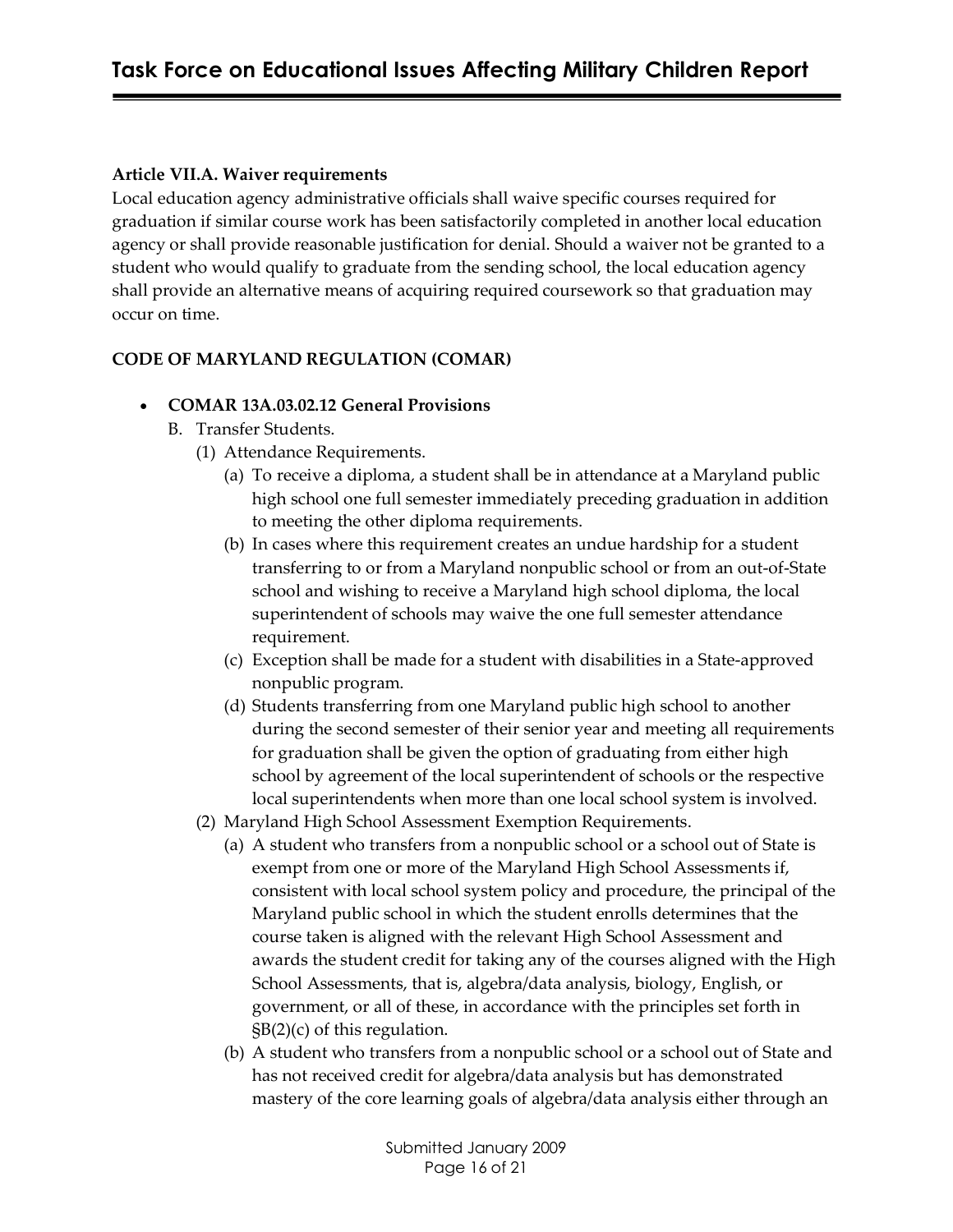**Article VII.A. Waiver requirements**

Local education agency administrative officials shall waive specific courses required for graduation if similar course work has been satisfactorily completed in another local education agency or shall provide reasonable justification for denial. Should a waiver not be granted to a student who would qualify to graduate from the sending school, the local education agency shall provide an alternative means of acquiring required coursework so that graduation may occur on time.

**CODE OF MARYLAND REGULATION (COMAR)**

- **COMAR 13A.03.02.12 General Provisions**
  - B. Transfer Students.
    - (1) Attendance Requirements.
      - (a) To receive a diploma, a student shall be in attendance at a Maryland public high school one full semester immediately preceding graduation in addition to meeting the other diploma requirements.
      - (b) In cases where this requirement creates an undue hardship for a student transferring to or from a Maryland nonpublic school or from an out-of-State school and wishing to receive a Maryland high school diploma, the local superintendent of schools may waive the one full semester attendance requirement.
      - (c) Exception shall be made for a student with disabilities in a State-approved nonpublic program.
      - (d) Students transferring from one Maryland public high school to another during the second semester of their senior year and meeting all requirements for graduation shall be given the option of graduating from either high school by agreement of the local superintendent of schools or the respective local superintendents when more than one local school system is involved.
    - (2) Maryland High School Assessment Exemption Requirements.
      - (a) A student who transfers from a nonpublic school or a school out of State is exempt from one or more of the Maryland High School Assessments if, consistent with local school system policy and procedure, the principal of the Maryland public school in which the student enrolls determines that the course taken is aligned with the relevant High School Assessment and awards the student credit for taking any of the courses aligned with the High School Assessments, that is, algebra/data analysis, biology, English, or government, or all of these, in accordance with the principles set forth in §B(2)(c) of this regulation.
      - (b) A student who transfers from a nonpublic school or a school out of State and has not received credit for algebra/data analysis but has demonstrated mastery of the core learning goals of algebra/data analysis either through an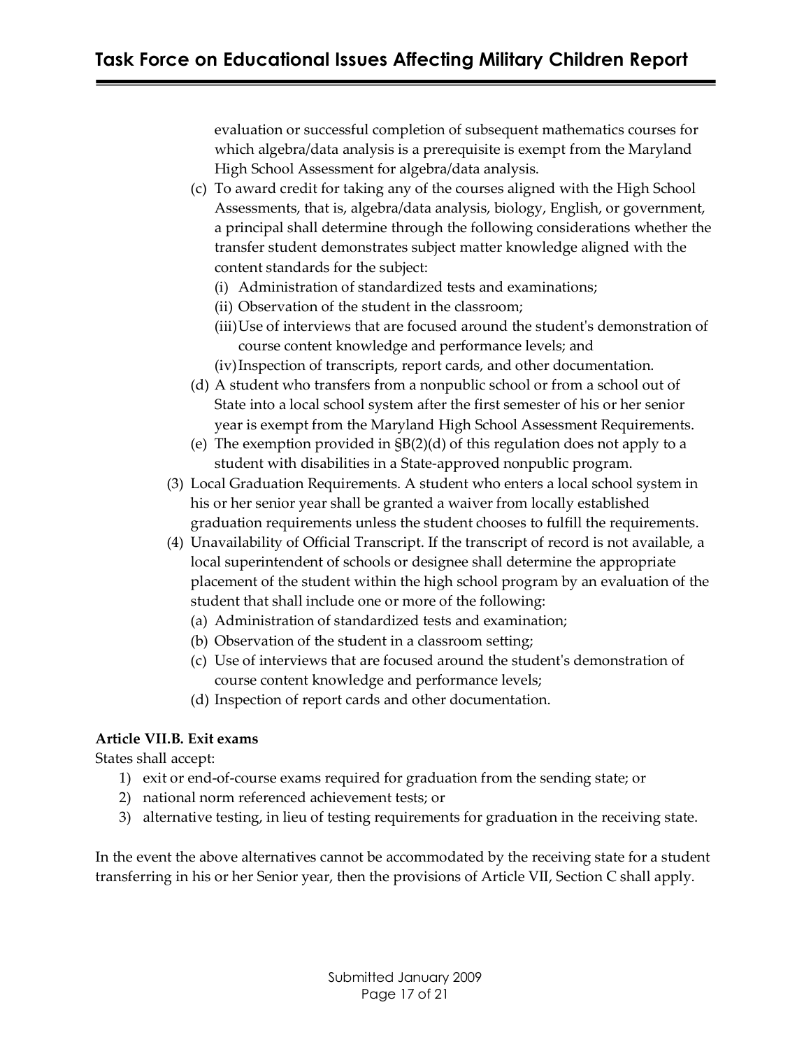evaluation or successful completion of subsequent mathematics courses for which algebra/data analysis is a prerequisite is exempt from the Maryland High School Assessment for algebra/data analysis.

(c) To award credit for taking any of the courses aligned with the High School Assessments, that is, algebra/data analysis, biology, English, or government, a principal shall determine through the following considerations whether the transfer student demonstrates subject matter knowledge aligned with the content standards for the subject:
   - (i) Administration of standardized tests and examinations;
   - (ii) Observation of the student in the classroom;
   - (iii) Use of interviews that are focused around the student's demonstration of course content knowledge and performance levels; and
   - (iv) Inspection of transcripts, report cards, and other documentation.

(d) A student who transfers from a nonpublic school or from a school out of State into a local school system after the first semester of his or her senior year is exempt from the Maryland High School Assessment Requirements.

(e) The exemption provided in §B(2)(d) of this regulation does not apply to a student with disabilities in a State-approved nonpublic program.

(3) Local Graduation Requirements. A student who enters a local school system in his or her senior year shall be granted a waiver from locally established graduation requirements unless the student chooses to fulfill the requirements.

(4) Unavailability of Official Transcript. If the transcript of record is not available, a local superintendent of schools or designee shall determine the appropriate placement of the student within the high school program by an evaluation of the student that shall include one or more of the following:
   - (a) Administration of standardized tests and examination;
   - (b) Observation of the student in a classroom setting;
   - (c) Use of interviews that are focused around the student's demonstration of course content knowledge and performance levels;
   - (d) Inspection of report cards and other documentation.

**Article VII.B. Exit exams**

States shall accept:

1) exit or end-of-course exams required for graduation from the sending state; or
2) national norm referenced achievement tests; or
3) alternative testing, in lieu of testing requirements for graduation in the receiving state.

In the event the above alternatives cannot be accommodated by the receiving state for a student transferring in his or her Senior year, then the provisions of Article VII, Section C shall apply.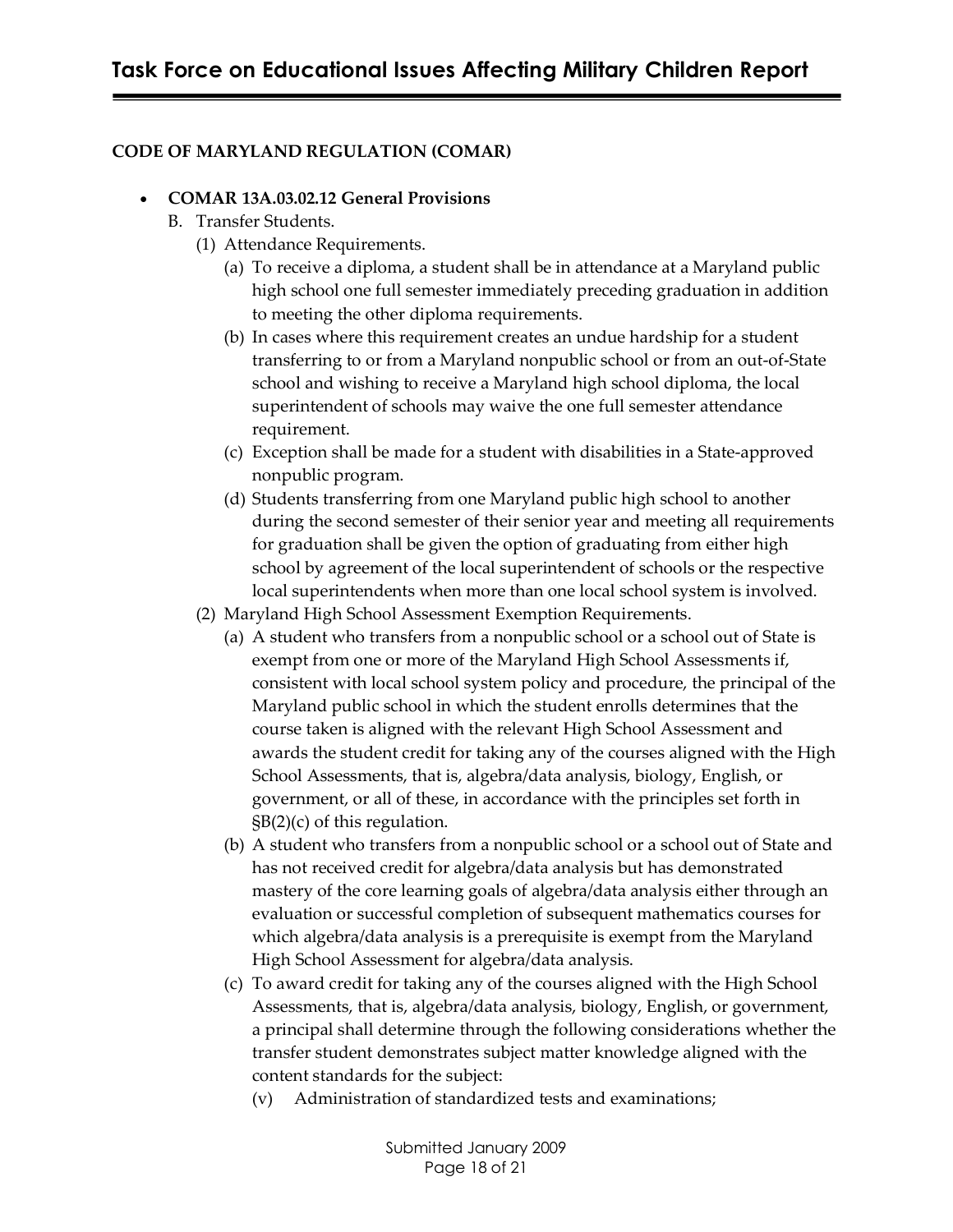## CODE OF MARYLAND REGULATION (COMAR)

- **COMAR 13A.03.02.12 General Provisions**

  B. Transfer Students.

  (1) Attendance Requirements.

  (a) To receive a diploma, a student shall be in attendance at a Maryland public high school one full semester immediately preceding graduation in addition to meeting the other diploma requirements.

  (b) In cases where this requirement creates an undue hardship for a student transferring to or from a Maryland nonpublic school or from an out-of-State school and wishing to receive a Maryland high school diploma, the local superintendent of schools may waive the one full semester attendance requirement.

  (c) Exception shall be made for a student with disabilities in a State-approved nonpublic program.

  (d) Students transferring from one Maryland public high school to another during the second semester of their senior year and meeting all requirements for graduation shall be given the option of graduating from either high school by agreement of the local superintendent of schools or the respective local superintendents when more than one local school system is involved.

  (2) Maryland High School Assessment Exemption Requirements.

  (a) A student who transfers from a nonpublic school or a school out of State is exempt from one or more of the Maryland High School Assessments if, consistent with local school system policy and procedure, the principal of the Maryland public school in which the student enrolls determines that the course taken is aligned with the relevant High School Assessment and awards the student credit for taking any of the courses aligned with the High School Assessments, that is, algebra/data analysis, biology, English, or government, or all of these, in accordance with the principles set forth in §B(2)(c) of this regulation.

  (b) A student who transfers from a nonpublic school or a school out of State and has not received credit for algebra/data analysis but has demonstrated mastery of the core learning goals of algebra/data analysis either through an evaluation or successful completion of subsequent mathematics courses for which algebra/data analysis is a prerequisite is exempt from the Maryland High School Assessment for algebra/data analysis.

  (c) To award credit for taking any of the courses aligned with the High School Assessments, that is, algebra/data analysis, biology, English, or government, a principal shall determine through the following considerations whether the transfer student demonstrates subject matter knowledge aligned with the content standards for the subject:

  (v) Administration of standardized tests and examinations;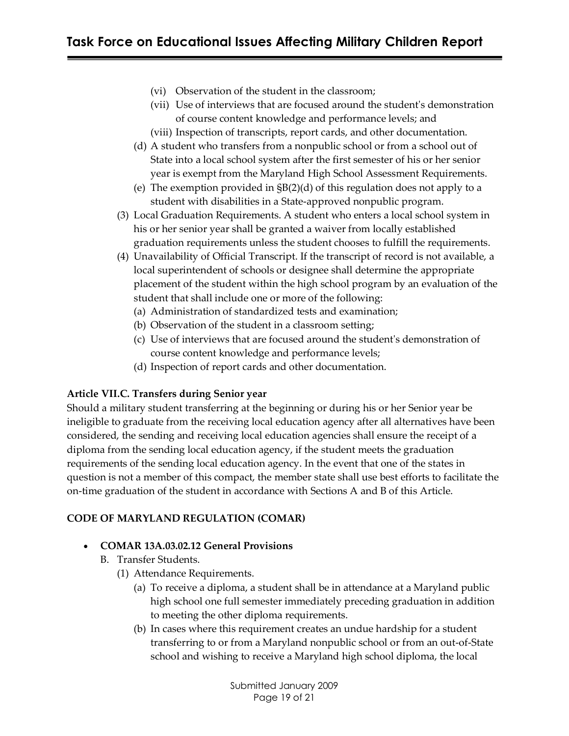(vi) Observation of the student in the classroom;

(vii) Use of interviews that are focused around the student's demonstration of course content knowledge and performance levels; and

(viii) Inspection of transcripts, report cards, and other documentation.

(d) A student who transfers from a nonpublic school or from a school out of State into a local school system after the first semester of his or her senior year is exempt from the Maryland High School Assessment Requirements.

(e) The exemption provided in §B(2)(d) of this regulation does not apply to a student with disabilities in a State-approved nonpublic program.

(3) Local Graduation Requirements. A student who enters a local school system in his or her senior year shall be granted a waiver from locally established graduation requirements unless the student chooses to fulfill the requirements.

(4) Unavailability of Official Transcript. If the transcript of record is not available, a local superintendent of schools or designee shall determine the appropriate placement of the student within the high school program by an evaluation of the student that shall include one or more of the following:

(a) Administration of standardized tests and examination;

(b) Observation of the student in a classroom setting;

(c) Use of interviews that are focused around the student's demonstration of course content knowledge and performance levels;

(d) Inspection of report cards and other documentation.

**Article VII.C. Transfers during Senior year**

Should a military student transferring at the beginning or during his or her Senior year be ineligible to graduate from the receiving local education agency after all alternatives have been considered, the sending and receiving local education agencies shall ensure the receipt of a diploma from the sending local education agency, if the student meets the graduation requirements of the sending local education agency. In the event that one of the states in question is not a member of this compact, the member state shall use best efforts to facilitate the on-time graduation of the student in accordance with Sections A and B of this Article.

**CODE OF MARYLAND REGULATION (COMAR)**

- **COMAR 13A.03.02.12 General Provisions**

  B. Transfer Students.

  (1) Attendance Requirements.

  (a) To receive a diploma, a student shall be in attendance at a Maryland public high school one full semester immediately preceding graduation in addition to meeting the other diploma requirements.

  (b) In cases where this requirement creates an undue hardship for a student transferring to or from a Maryland nonpublic school or from an out-of-State school and wishing to receive a Maryland high school diploma, the local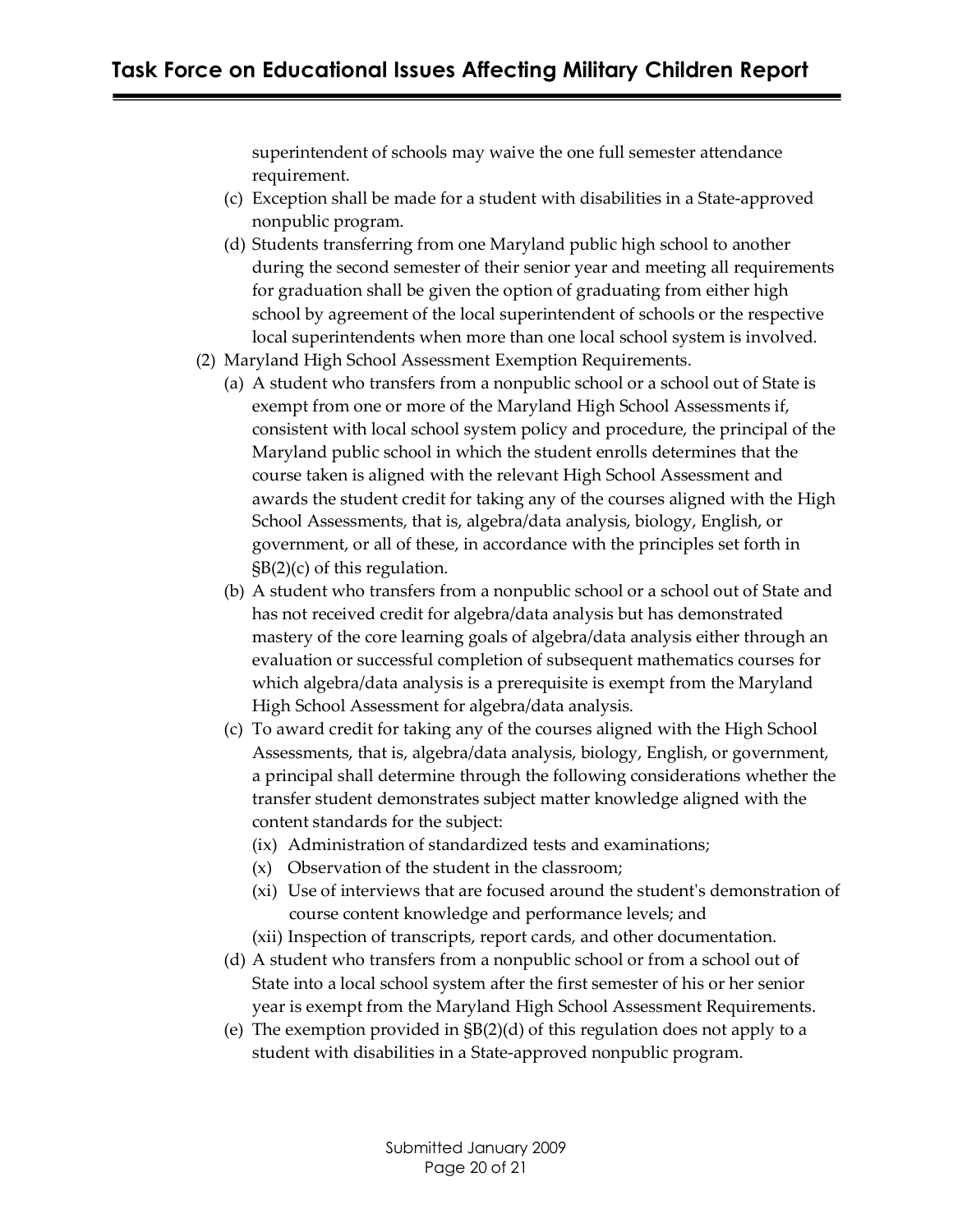superintendent of schools may waive the one full semester attendance requirement.

(c) Exception shall be made for a student with disabilities in a State-approved nonpublic program.

(d) Students transferring from one Maryland public high school to another during the second semester of their senior year and meeting all requirements for graduation shall be given the option of graduating from either high school by agreement of the local superintendent of schools or the respective local superintendents when more than one local school system is involved.

(2) Maryland High School Assessment Exemption Requirements.

(a) A student who transfers from a nonpublic school or a school out of State is exempt from one or more of the Maryland High School Assessments if, consistent with local school system policy and procedure, the principal of the Maryland public school in which the student enrolls determines that the course taken is aligned with the relevant High School Assessment and awards the student credit for taking any of the courses aligned with the High School Assessments, that is, algebra/data analysis, biology, English, or government, or all of these, in accordance with the principles set forth in §B(2)(c) of this regulation.

(b) A student who transfers from a nonpublic school or a school out of State and has not received credit for algebra/data analysis but has demonstrated mastery of the core learning goals of algebra/data analysis either through an evaluation or successful completion of subsequent mathematics courses for which algebra/data analysis is a prerequisite is exempt from the Maryland High School Assessment for algebra/data analysis.

(c) To award credit for taking any of the courses aligned with the High School Assessments, that is, algebra/data analysis, biology, English, or government, a principal shall determine through the following considerations whether the transfer student demonstrates subject matter knowledge aligned with the content standards for the subject:

(ix) Administration of standardized tests and examinations;

(x) Observation of the student in the classroom;

(xi) Use of interviews that are focused around the student's demonstration of course content knowledge and performance levels; and

(xii) Inspection of transcripts, report cards, and other documentation.

(d) A student who transfers from a nonpublic school or from a school out of State into a local school system after the first semester of his or her senior year is exempt from the Maryland High School Assessment Requirements.

(e) The exemption provided in §B(2)(d) of this regulation does not apply to a student with disabilities in a State-approved nonpublic program.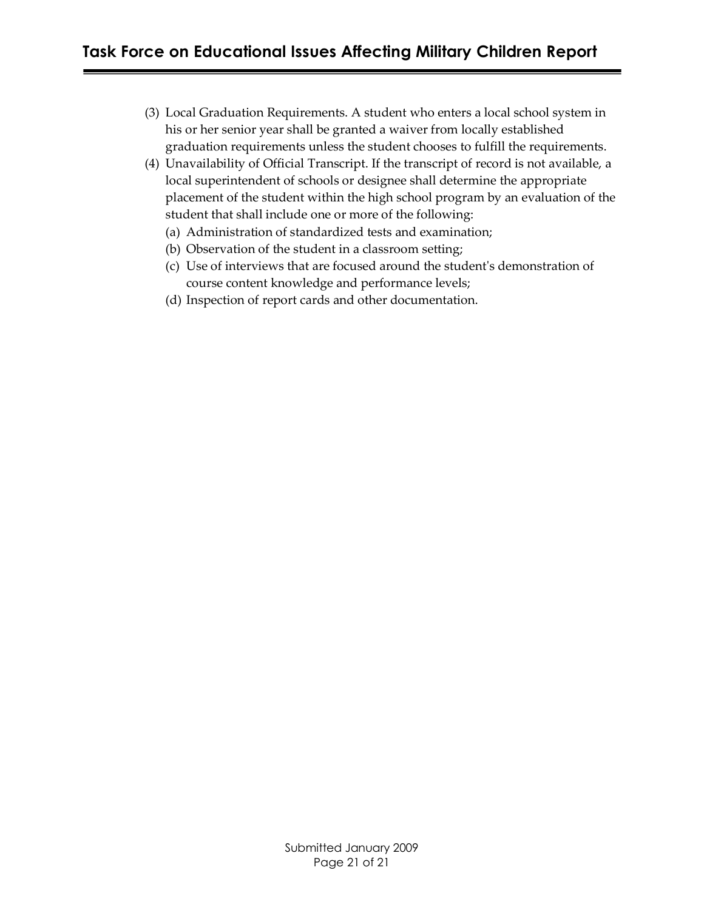(3) Local Graduation Requirements. A student who enters a local school system in his or her senior year shall be granted a waiver from locally established graduation requirements unless the student chooses to fulfill the requirements.

(4) Unavailability of Official Transcript. If the transcript of record is not available, a local superintendent of schools or designee shall determine the appropriate placement of the student within the high school program by an evaluation of the student that shall include one or more of the following:

   (a) Administration of standardized tests and examination;

   (b) Observation of the student in a classroom setting;

   (c) Use of interviews that are focused around the student's demonstration of course content knowledge and performance levels;

   (d) Inspection of report cards and other documentation.